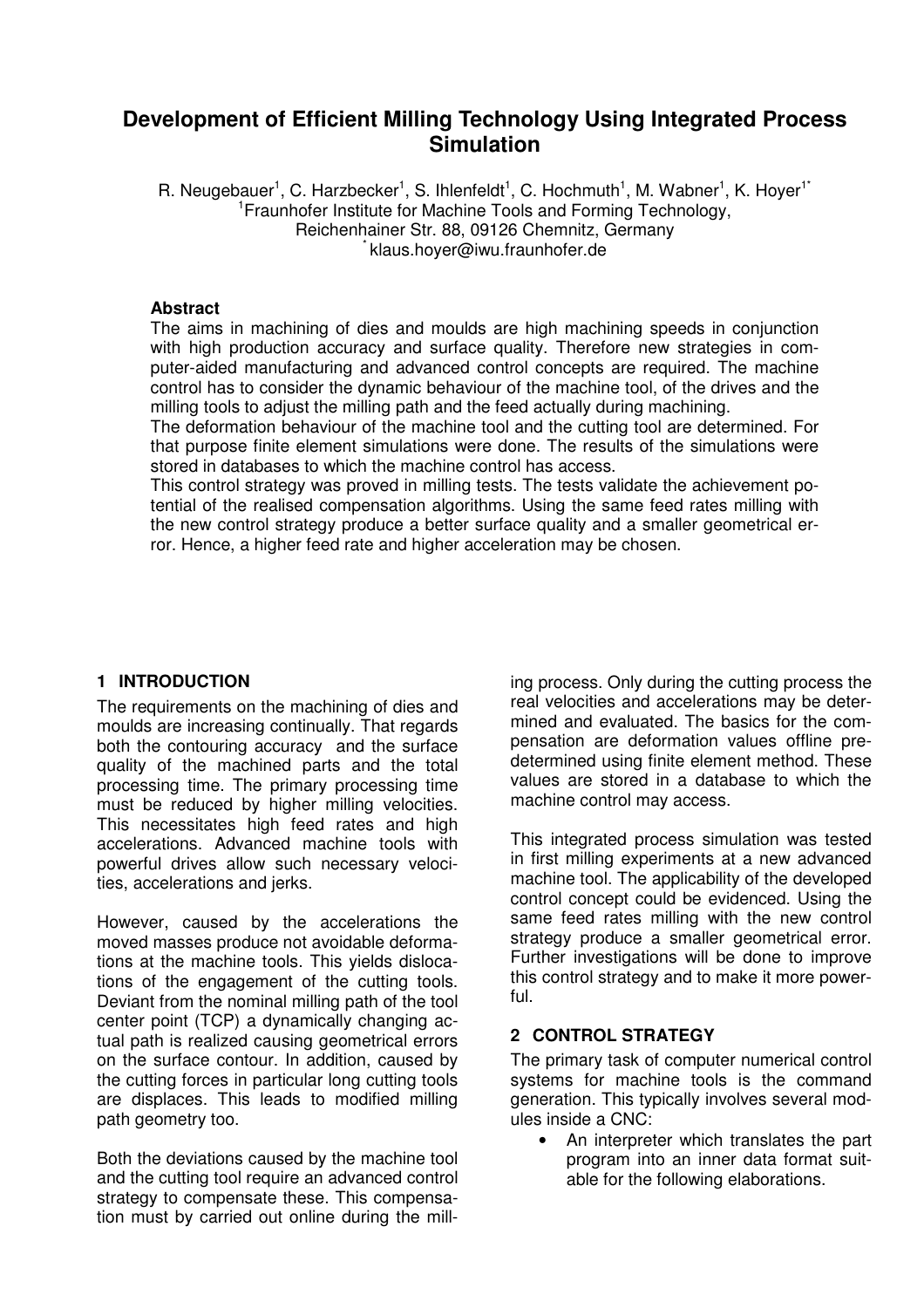# Development of Efficient Milling Technology Using Integrated Process Simulation

R. Neugebauer[1], C. Harzbecker[1], S. Ihlenfeldt[1], C. Hochmuth[1], M. Wabner[1], K. Hoyer[1*]
[1]Fraunhofer Institute for Machine Tools and Forming Technology,
Reichenhainer Str. 88, 09126 Chemnitz, Germany
[*] klaus.hoyer@iwu.fraunhofer.de

### Abstract

The aims in machining of dies and moulds are high machining speeds in conjunction with high production accuracy and surface quality. Therefore new strategies in computer-aided manufacturing and advanced control concepts are required. The machine control has to consider the dynamic behaviour of the machine tool, of the drives and the milling tools to adjust the milling path and the feed actually during machining.

The deformation behaviour of the machine tool and the cutting tool are determined. For that purpose finite element simulations were done. The results of the simulations were stored in databases to which the machine control has access.

This control strategy was proved in milling tests. The tests validate the achievement potential of the realised compensation algorithms. Using the same feed rates milling with the new control strategy produce a better surface quality and a smaller geometrical error. Hence, a higher feed rate and higher acceleration may be chosen.

## 1 INTRODUCTION

The requirements on the machining of dies and moulds are increasing continually. That regards both the contouring accuracy and the surface quality of the machined parts and the total processing time. The primary processing time must be reduced by higher milling velocities. This necessitates high feed rates and high accelerations. Advanced machine tools with powerful drives allow such necessary velocities, accelerations and jerks.

However, caused by the accelerations the moved masses produce not avoidable deformations at the machine tools. This yields dislocations of the engagement of the cutting tools. Deviant from the nominal milling path of the tool center point (TCP) a dynamically changing actual path is realized causing geometrical errors on the surface contour. In addition, caused by the cutting forces in particular long cutting tools are displaces. This leads to modified milling path geometry too.

Both the deviations caused by the machine tool and the cutting tool require an advanced control strategy to compensate these. This compensation must by carried out online during the milling process. Only during the cutting process the real velocities and accelerations may be determined and evaluated. The basics for the compensation are deformation values offline predetermined using finite element method. These values are stored in a database to which the machine control may access.

This integrated process simulation was tested in first milling experiments at a new advanced machine tool. The applicability of the developed control concept could be evidenced. Using the same feed rates milling with the new control strategy produce a smaller geometrical error. Further investigations will be done to improve this control strategy and to make it more powerful.

## 2 CONTROL STRATEGY

The primary task of computer numerical control systems for machine tools is the command generation. This typically involves several modules inside a CNC:

- An interpreter which translates the part program into an inner data format suitable for the following elaborations.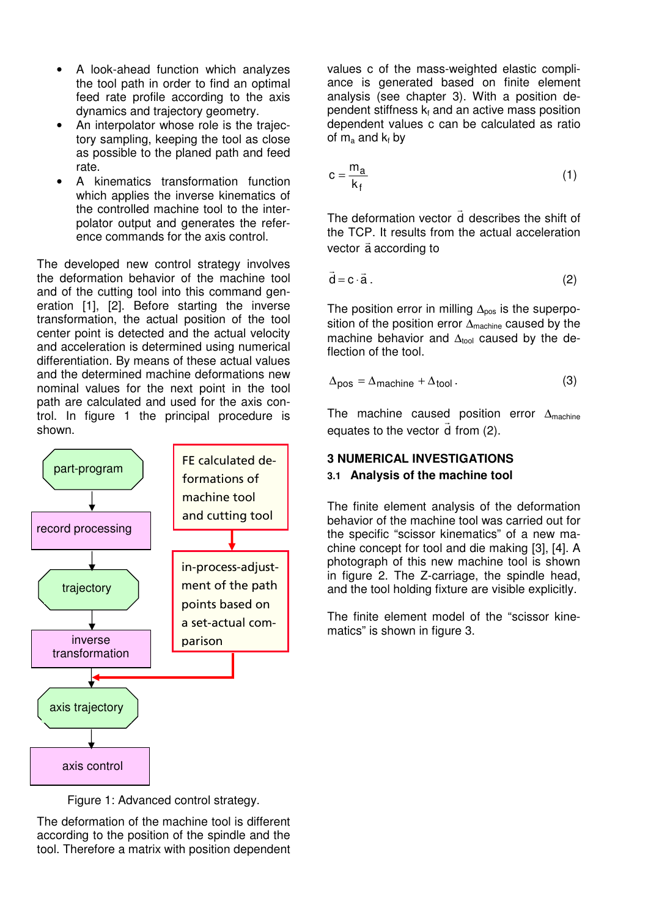- A look-ahead function which analyzes the tool path in order to find an optimal feed rate profile according to the axis dynamics and trajectory geometry.
- An interpolator whose role is the trajectory sampling, keeping the tool as close as possible to the planed path and feed rate.
- A kinematics transformation function which applies the inverse kinematics of the controlled machine tool to the interpolator output and generates the reference commands for the axis control.

The developed new control strategy involves the deformation behavior of the machine tool and of the cutting tool into this command generation [1], [2]. Before starting the inverse transformation, the actual position of the tool center point is detected and the actual velocity and acceleration is determined using numerical differentiation. By means of these actual values and the determined machine deformations new nominal values for the next point in the tool path are calculated and used for the axis control. In figure 1 the principal procedure is shown.

part-program → record processing → trajectory → inverse transformation → axis trajectory → axis control

FE calculated deformations of machine tool and cutting tool → in-process-adjustment of the path points based on a set-actual comparison → (between inverse transformation and axis trajectory)

Figure 1: Advanced control strategy.

The deformation of the machine tool is different according to the position of the spindle and the tool. Therefore a matrix with position dependent values c of the mass-weighted elastic compliance is generated based on finite element analysis (see chapter 3). With a position dependent stiffness $k_f$ and an active mass position dependent values c can be calculated as ratio of $m_a$ and $k_f$ by

$$c = \frac{m_a}{k_f} \tag{1}$$

The deformation vector $\vec{d}$ describes the shift of the TCP. It results from the actual acceleration vector $\vec{a}$ according to

$$\vec{d} = c \cdot \vec{a}\,. \tag{2}$$

The position error in milling $\Delta_{pos}$ is the superposition of the position error $\Delta_{machine}$ caused by the machine behavior and $\Delta_{tool}$ caused by the deflection of the tool.

$$\Delta_{pos} = \Delta_{machine} + \Delta_{tool}\,. \tag{3}$$

The machine caused position error $\Delta_{machine}$ equates to the vector $\vec{d}$ from (2).

## 3 NUMERICAL INVESTIGATIONS

### 3.1 Analysis of the machine tool

The finite element analysis of the deformation behavior of the machine tool was carried out for the specific “scissor kinematics” of a new machine concept for tool and die making [3], [4]. A photograph of this new machine tool is shown in figure 2. The Z-carriage, the spindle head, and the tool holding fixture are visible explicitly.

The finite element model of the “scissor kinematics” is shown in figure 3.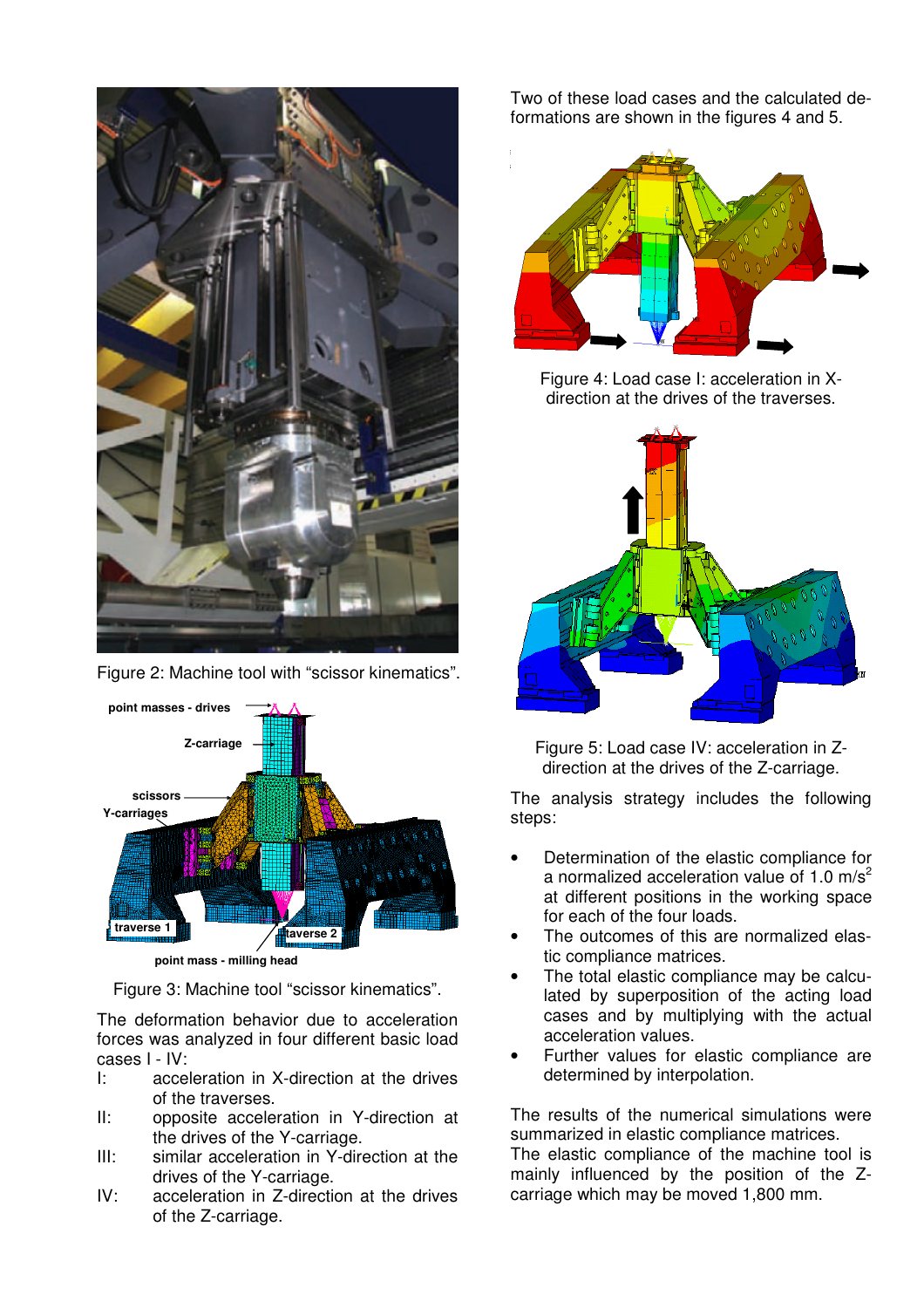Figure 2: Machine tool with “scissor kinematics”.

Figure 3: Machine tool “scissor kinematics”.

The deformation behavior due to acceleration forces was analyzed in four different basic load cases I - IV:

- I: acceleration in X-direction at the drives of the traverses.
- II: opposite acceleration in Y-direction at the drives of the Y-carriage.
- III: similar acceleration in Y-direction at the drives of the Y-carriage.
- IV: acceleration in Z-direction at the drives of the Z-carriage.

Two of these load cases and the calculated deformations are shown in the figures 4 and 5.

Figure 4: Load case I: acceleration in X-direction at the drives of the traverses.

Figure 5: Load case IV: acceleration in Z-direction at the drives of the Z-carriage.

The analysis strategy includes the following steps:

- Determination of the elastic compliance for a normalized acceleration value of 1.0 $m/s^2$ at different positions in the working space for each of the four loads.
- The outcomes of this are normalized elastic compliance matrices.
- The total elastic compliance may be calculated by superposition of the acting load cases and by multiplying with the actual acceleration values.
- Further values for elastic compliance are determined by interpolation.

The results of the numerical simulations were summarized in elastic compliance matrices. The elastic compliance of the machine tool is mainly influenced by the position of the Z-carriage which may be moved 1,800 mm.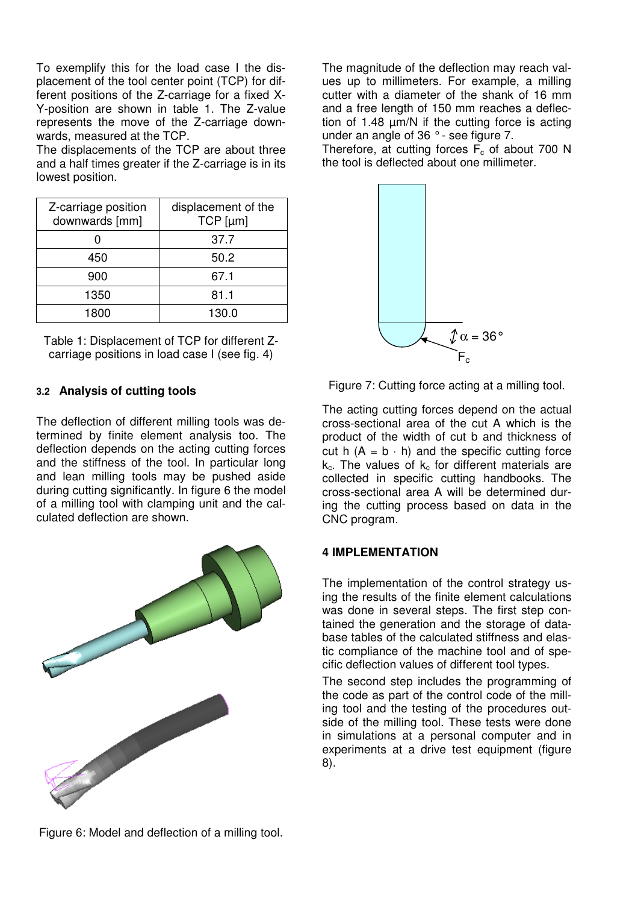To exemplify this for the load case I the displacement of the tool center point (TCP) for different positions of the Z-carriage for a fixed X-Y-position are shown in table 1. The Z-value represents the move of the Z-carriage downwards, measured at the TCP.

The displacements of the TCP are about three and a half times greater if the Z-carriage is in its lowest position.

| Z-carriage position downwards [mm] | displacement of the TCP [µm] |
|---|---|
| 0 | 37.7 |
| 450 | 50.2 |
| 900 | 67.1 |
| 1350 | 81.1 |
| 1800 | 130.0 |

Table 1: Displacement of TCP for different Z-carriage positions in load case I (see fig. 4)

### 3.2 Analysis of cutting tools

The deflection of different milling tools was determined by finite element analysis too. The deflection depends on the acting cutting forces and the stiffness of the tool. In particular long and lean milling tools may be pushed aside during cutting significantly. In figure 6 the model of a milling tool with clamping unit and the calculated deflection are shown.

Figure 6: Model and deflection of a milling tool.

The magnitude of the deflection may reach values up to millimeters. For example, a milling cutter with a diameter of the shank of 16 mm and a free length of 150 mm reaches a deflection of 1.48 µm/N if the cutting force is acting under an angle of 36 ° - see figure 7.

Therefore, at cutting forces $F_c$ of about 700 N the tool is deflected about one millimeter.

Figure 7: Cutting force acting at a milling tool.

The acting cutting forces depend on the actual cross-sectional area of the cut A which is the product of the width of cut b and thickness of cut h ($A = b \cdot h$) and the specific cutting force $k_c$. The values of $k_c$ for different materials are collected in specific cutting handbooks. The cross-sectional area A will be determined during the cutting process based on data in the CNC program.

## 4 IMPLEMENTATION

The implementation of the control strategy using the results of the finite element calculations was done in several steps. The first step contained the generation and the storage of database tables of the calculated stiffness and elastic compliance of the machine tool and of specific deflection values of different tool types.

The second step includes the programming of the code as part of the control code of the milling tool and the testing of the procedures outside of the milling tool. These tests were done in simulations at a personal computer and in experiments at a drive test equipment (figure 8).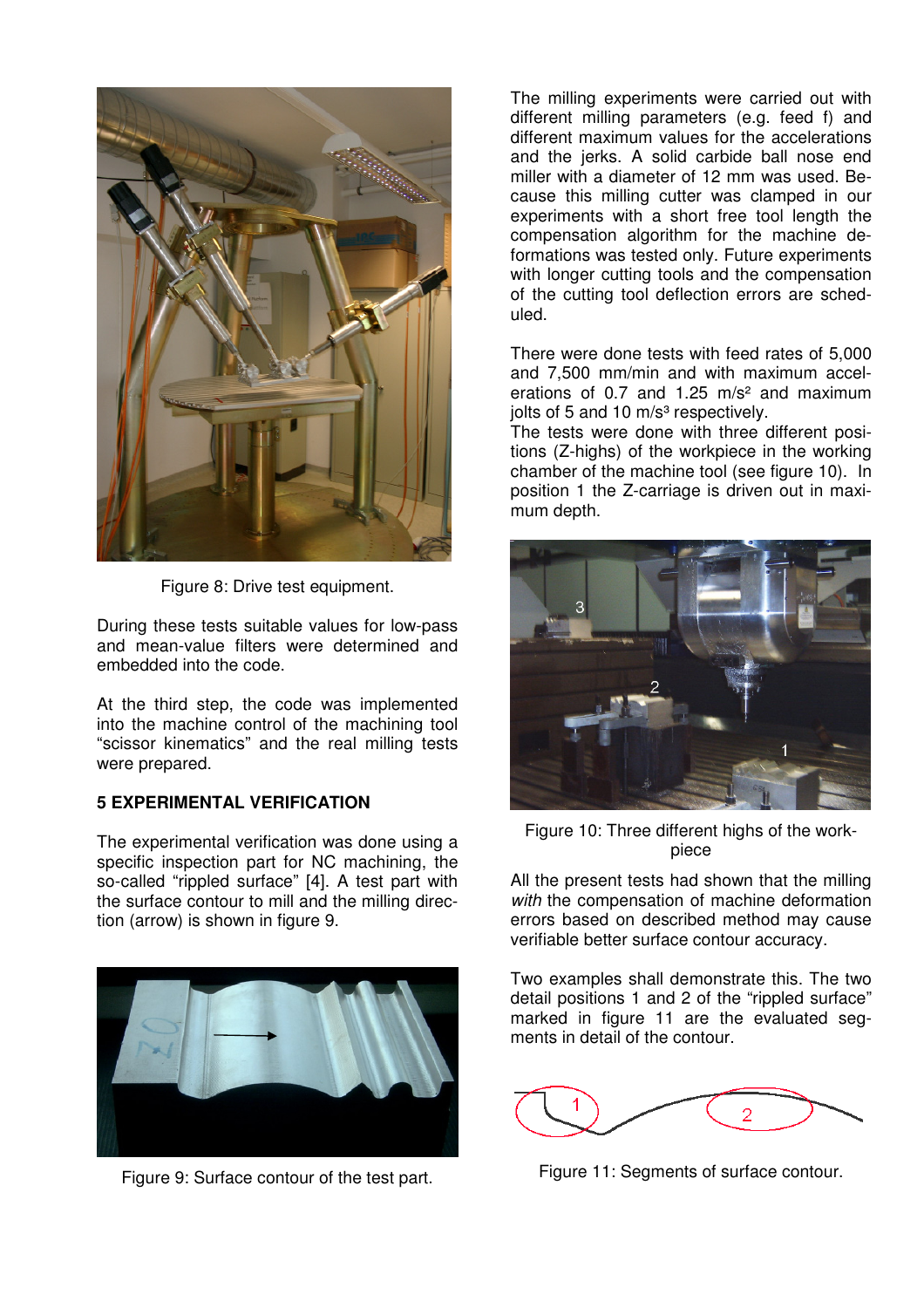Figure 8: Drive test equipment.

During these tests suitable values for low-pass and mean-value filters were determined and embedded into the code.

At the third step, the code was implemented into the machine control of the machining tool "scissor kinematics" and the real milling tests were prepared.

## 5 EXPERIMENTAL VERIFICATION

The experimental verification was done using a specific inspection part for NC machining, the so-called "rippled surface" [4]. A test part with the surface contour to mill and the milling direction (arrow) is shown in figure 9.

Figure 9: Surface contour of the test part.

The milling experiments were carried out with different milling parameters (e.g. feed f) and different maximum values for the accelerations and the jerks. A solid carbide ball nose end miller with a diameter of 12 mm was used. Because this milling cutter was clamped in our experiments with a short free tool length the compensation algorithm for the machine deformations was tested only. Future experiments with longer cutting tools and the compensation of the cutting tool deflection errors are scheduled.

There were done tests with feed rates of 5,000 and 7,500 mm/min and with maximum accelerations of 0.7 and 1.25 m/s² and maximum jolts of 5 and 10 m/s³ respectively.
The tests were done with three different positions (Z-highs) of the workpiece in the working chamber of the machine tool (see figure 10). In position 1 the Z-carriage is driven out in maximum depth.

Figure 10: Three different highs of the workpiece

All the present tests had shown that the milling *with* the compensation of machine deformation errors based on described method may cause verifiable better surface contour accuracy.

Two examples shall demonstrate this. The two detail positions 1 and 2 of the "rippled surface" marked in figure 11 are the evaluated segments in detail of the contour.

Figure 11: Segments of surface contour.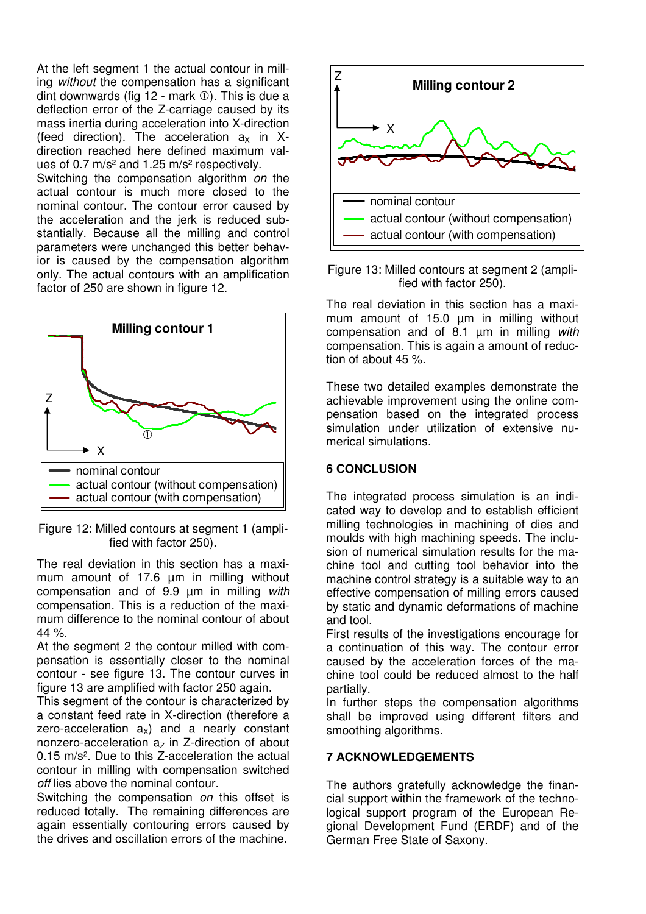At the left segment 1 the actual contour in milling *without* the compensation has a significant dint downwards (fig 12 - mark ①). This is due a deflection error of the Z-carriage caused by its mass inertia during acceleration into X-direction (feed direction). The acceleration $a_X$ in X-direction reached here defined maximum values of 0.7 m/s² and 1.25 m/s² respectively.
Switching the compensation algorithm *on* the actual contour is much more closed to the nominal contour. The contour error caused by the acceleration and the jerk is reduced substantially. Because all the milling and control parameters were unchanged this better behavior is caused by the compensation algorithm only. The actual contours with an amplification factor of 250 are shown in figure 12.

Figure 12: Milled contours at segment 1 (amplified with factor 250).

The real deviation in this section has a maximum amount of 17.6 µm in milling without compensation and of 9.9 µm in milling *with* compensation. This is a reduction of the maximum difference to the nominal contour of about 44 %.
At the segment 2 the contour milled with compensation is essentially closer to the nominal contour - see figure 13. The contour curves in figure 13 are amplified with factor 250 again.
This segment of the contour is characterized by a constant feed rate in X-direction (therefore a zero-acceleration $a_X$) and a nearly constant nonzero-acceleration $a_Z$ in Z-direction of about 0.15 m/s². Due to this Z-acceleration the actual contour in milling with compensation switched *off* lies above the nominal contour.
Switching the compensation *on* this offset is reduced totally. The remaining differences are again essentially contouring errors caused by the drives and oscillation errors of the machine.

Figure 13: Milled contours at segment 2 (amplified with factor 250).

The real deviation in this section has a maximum amount of 15.0 µm in milling without compensation and of 8.1 µm in milling *with* compensation. This is again a amount of reduction of about 45 %.

These two detailed examples demonstrate the achievable improvement using the online compensation based on the integrated process simulation under utilization of extensive numerical simulations.

## 6 CONCLUSION

The integrated process simulation is an indicated way to develop and to establish efficient milling technologies in machining of dies and moulds with high machining speeds. The inclusion of numerical simulation results for the machine tool and cutting tool behavior into the machine control strategy is a suitable way to an effective compensation of milling errors caused by static and dynamic deformations of machine and tool.
First results of the investigations encourage for a continuation of this way. The contour error caused by the acceleration forces of the machine tool could be reduced almost to the half partially.
In further steps the compensation algorithms shall be improved using different filters and smoothing algorithms.

## 7 ACKNOWLEDGEMENTS

The authors gratefully acknowledge the financial support within the framework of the technological support program of the European Regional Development Fund (ERDF) and of the German Free State of Saxony.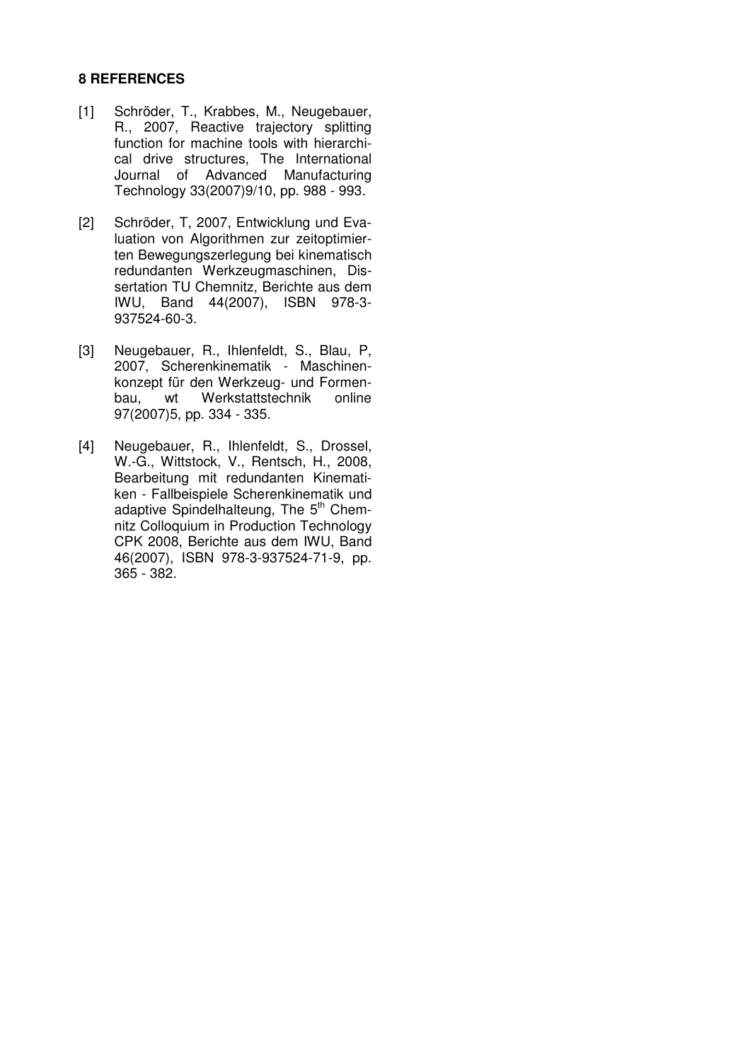## 8 REFERENCES

[1] Schröder, T., Krabbes, M., Neugebauer, R., 2007, Reactive trajectory splitting function for machine tools with hierarchical drive structures, The International Journal of Advanced Manufacturing Technology 33(2007)9/10, pp. 988 - 993.

[2] Schröder, T, 2007, Entwicklung und Evaluation von Algorithmen zur zeitoptimierten Bewegungszerlegung bei kinematisch redundanten Werkzeugmaschinen, Dissertation TU Chemnitz, Berichte aus dem IWU, Band 44(2007), ISBN 978-3-937524-60-3.

[3] Neugebauer, R., Ihlenfeldt, S., Blau, P, 2007, Scherenkinematik - Maschinenkonzept für den Werkzeug- und Formenbau, wt Werkstattstechnik online 97(2007)5, pp. 334 - 335.

[4] Neugebauer, R., Ihlenfeldt, S., Drossel, W.-G., Wittstock, V., Rentsch, H., 2008, Bearbeitung mit redundanten Kinematiken - Fallbeispiele Scherenkinematik und adaptive Spindelhalteung, The 5th Chemnitz Colloquium in Production Technology CPK 2008, Berichte aus dem IWU, Band 46(2007), ISBN 978-3-937524-71-9, pp. 365 - 382.